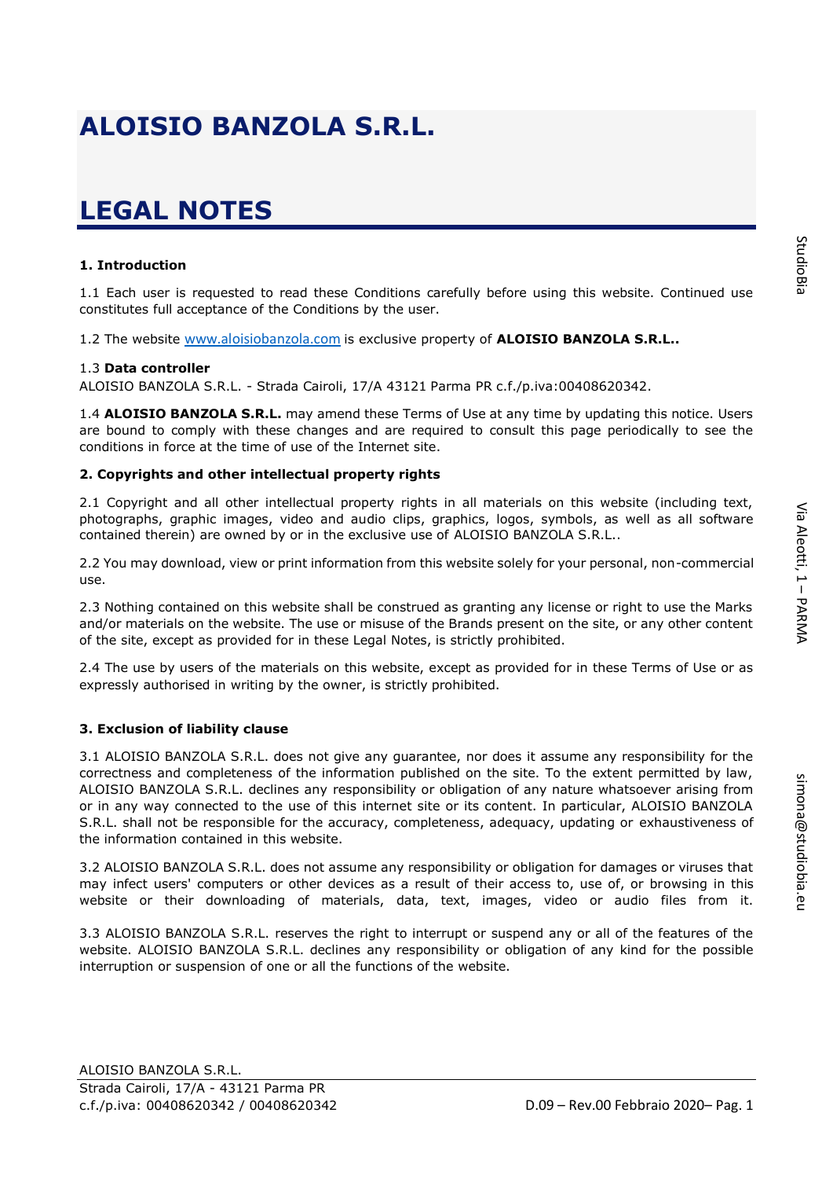# ALOISIO BANZOLA S.R.L.

# LEGAL NOTES

**1. Introduction**

1.1 Each user is requested to read these Conditions carefully before using this website. Continued use constitutes full acceptance of the Conditions by the user.

1.2 The website www.aloisiobanzola.com is exclusive property of **ALOISIO BANZOLA S.R.L.**.

1.3 **Data controller**
ALOISIO BANZOLA S.R.L. - Strada Cairoli, 17/A 43121 Parma PR c.f./p.iva:00408620342.

1.4 **ALOISIO BANZOLA S.R.L.** may amend these Terms of Use at any time by updating this notice. Users are bound to comply with these changes and are required to consult this page periodically to see the conditions in force at the time of use of the Internet site.

**2. Copyrights and other intellectual property rights**

2.1 Copyright and all other intellectual property rights in all materials on this website (including text, photographs, graphic images, video and audio clips, graphics, logos, symbols, as well as all software contained therein) are owned by or in the exclusive use of ALOISIO BANZOLA S.R.L..

2.2 You may download, view or print information from this website solely for your personal, non-commercial use.

2.3 Nothing contained on this website shall be construed as granting any license or right to use the Marks and/or materials on the website. The use or misuse of the Brands present on the site, or any other content of the site, except as provided for in these Legal Notes, is strictly prohibited.

2.4 The use by users of the materials on this website, except as provided for in these Terms of Use or as expressly authorised in writing by the owner, is strictly prohibited.

**3. Exclusion of liability clause**

3.1 ALOISIO BANZOLA S.R.L. does not give any guarantee, nor does it assume any responsibility for the correctness and completeness of the information published on the site. To the extent permitted by law, ALOISIO BANZOLA S.R.L. declines any responsibility or obligation of any nature whatsoever arising from or in any way connected to the use of this internet site or its content. In particular, ALOISIO BANZOLA S.R.L. shall not be responsible for the accuracy, completeness, adequacy, updating or exhaustiveness of the information contained in this website.

3.2 ALOISIO BANZOLA S.R.L. does not assume any responsibility or obligation for damages or viruses that may infect users' computers or other devices as a result of their access to, use of, or browsing in this website or their downloading of materials, data, text, images, video or audio files from it.

3.3 ALOISIO BANZOLA S.R.L. reserves the right to interrupt or suspend any or all of the features of the website. ALOISIO BANZOLA S.R.L. declines any responsibility or obligation of any kind for the possible interruption or suspension of one or all the functions of the website.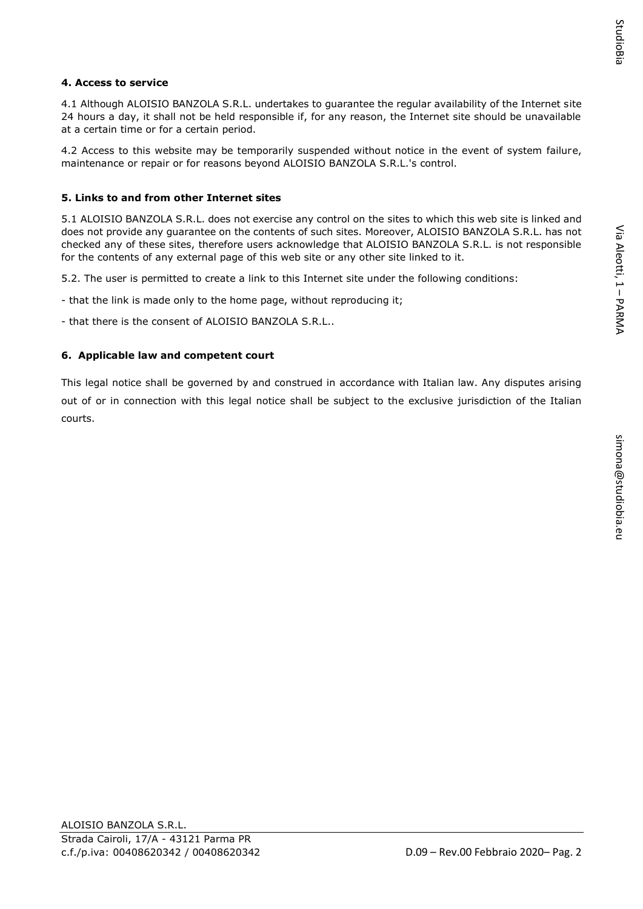#### 4. Access to service

4.1 Although ALOISIO BANZOLA S.R.L. undertakes to guarantee the regular availability of the Internet site 24 hours a day, it shall not be held responsible if, for any reason, the Internet site should be unavailable at a certain time or for a certain period.

4.2 Access to this website may be temporarily suspended without notice in the event of system failure, maintenance or repair or for reasons beyond ALOISIO BANZOLA S.R.L.'s control.

#### 5. Links to and from other Internet sites

5.1 ALOISIO BANZOLA S.R.L. does not exercise any control on the sites to which this web site is linked and does not provide any guarantee on the contents of such sites. Moreover, ALOISIO BANZOLA S.R.L. has not checked any of these sites, therefore users acknowledge that ALOISIO BANZOLA S.R.L. is not responsible for the contents of any external page of this web site or any other site linked to it.

5.2. The user is permitted to create a link to this Internet site under the following conditions:

- that the link is made only to the home page, without reproducing it;

- that there is the consent of ALOISIO BANZOLA S.R.L..

#### 6. Applicable law and competent court

This legal notice shall be governed by and construed in accordance with Italian law. Any disputes arising out of or in connection with this legal notice shall be subject to the exclusive jurisdiction of the Italian courts.